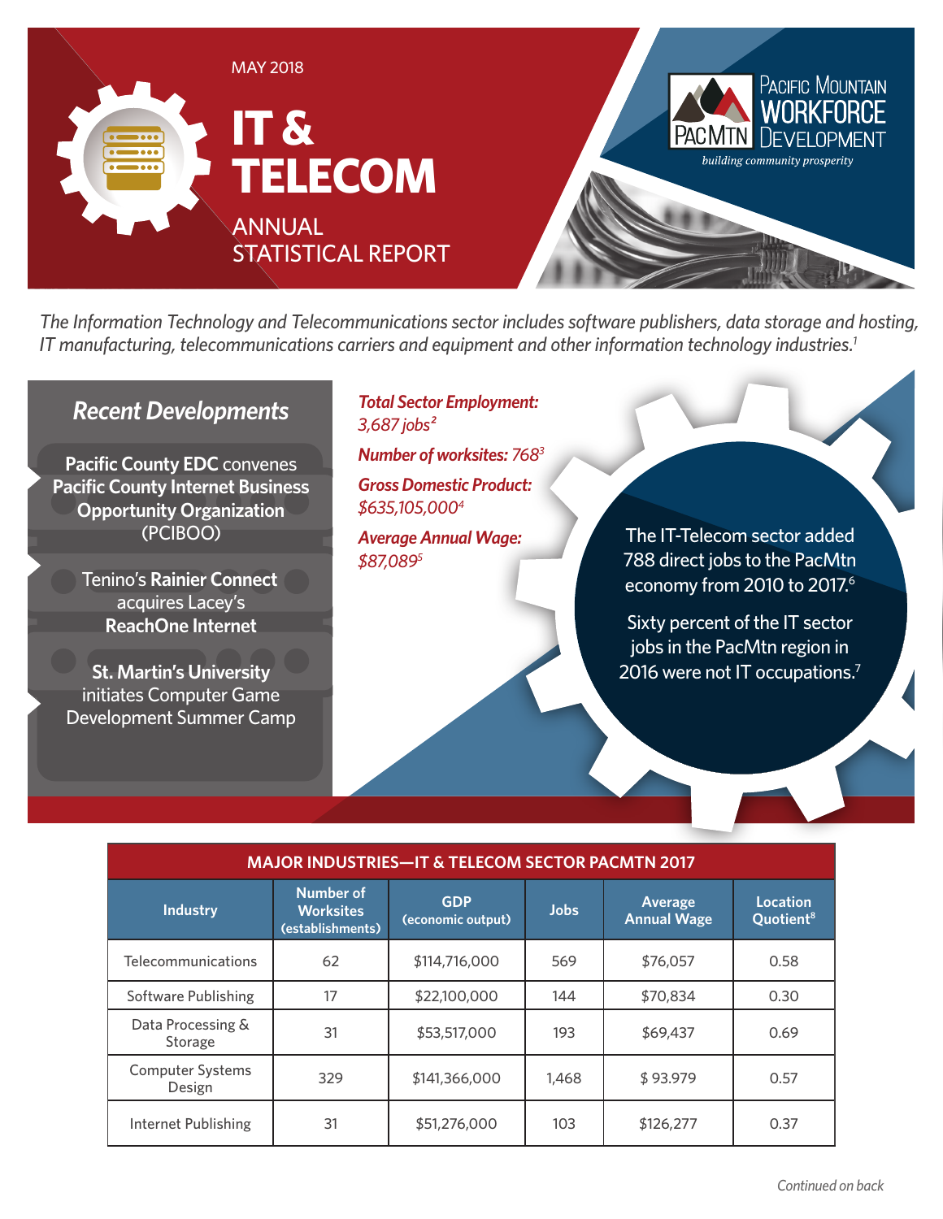MAY 2018

# IT & TELECOM

## ANNUAL STATISTICAL REPORT

Pacific Mountain Workforce Development
PacMtn
*building community prosperity*

*The Information Technology and Telecommunications sector includes software publishers, data storage and hosting, IT manufacturing, telecommunications carriers and equipment and other information technology industries.[1]*

### *Recent Developments*

**Pacific County EDC** convenes **Pacific County Internet Business Opportunity Organization** (PCIBOO)

Tenino's **Rainier Connect** acquires Lacey's **ReachOne Internet**

**St. Martin's University** initiates Computer Game Development Summer Camp

***Total Sector Employment:*** *3,687 jobs[2]*

***Number of worksites:*** *768[3]*

***Gross Domestic Product:*** *$635,105,000[4]*

***Average Annual Wage:*** *$87,089[5]*

The IT-Telecom sector added 788 direct jobs to the PacMtn economy from 2010 to 2017.[6]

Sixty percent of the IT sector jobs in the PacMtn region in 2016 were not IT occupations.[7]

| MAJOR INDUSTRIES—IT & TELECOM SECTOR PACMTN 2017 | | | | | |
|---|---|---|---|---|---|
| **Industry** | **Number of Worksites (establishments)** | **GDP (economic output)** | **Jobs** | **Average Annual Wage** | **Location Quotient[8]** |
| Telecommunications | 62 | $114,716,000 | 569 | $76,057 | 0.58 |
| Software Publishing | 17 | $22,100,000 | 144 | $70,834 | 0.30 |
| Data Processing & Storage | 31 | $53,517,000 | 193 | $69,437 | 0.69 |
| Computer Systems Design | 329 | $141,366,000 | 1,468 | $ 93.979 | 0.57 |
| Internet Publishing | 31 | $51,276,000 | 103 | $126,277 | 0.37 |

*Continued on back*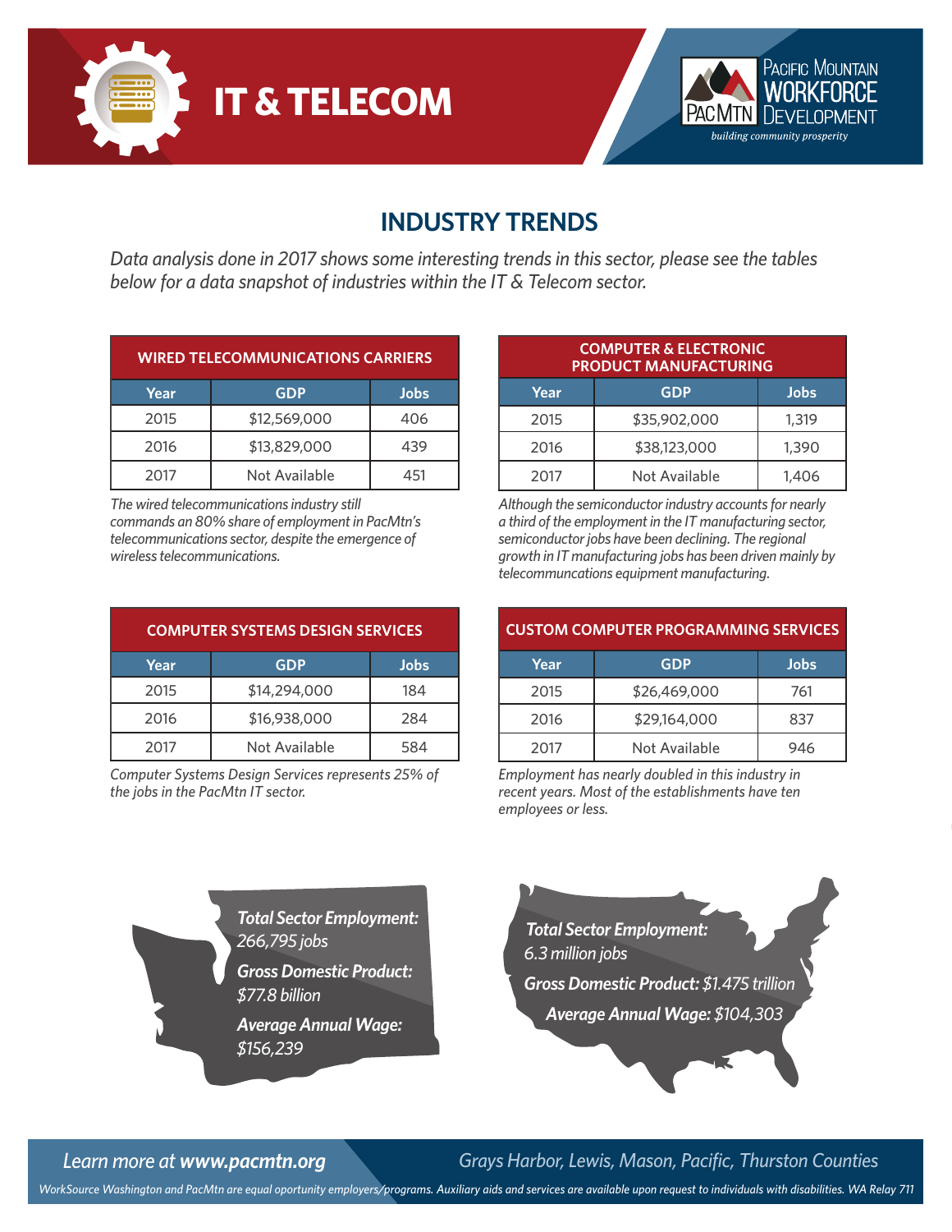# IT & TELECOM

Pacific Mountain Workforce Development — PacMtn — *building community prosperity*

## INDUSTRY TRENDS

*Data analysis done in 2017 shows some interesting trends in this sector, please see the tables below for a data snapshot of industries within the IT & Telecom sector.*

### WIRED TELECOMMUNICATIONS CARRIERS

| Year | GDP | Jobs |
|---|---|---|
| 2015 | $12,569,000 | 406 |
| 2016 | $13,829,000 | 439 |
| 2017 | Not Available | 451 |

*The wired telecommunications industry still commands an 80% share of employment in PacMtn's telecommunications sector, despite the emergence of wireless telecommunications.*

### COMPUTER & ELECTRONIC PRODUCT MANUFACTURING

| Year | GDP | Jobs |
|---|---|---|
| 2015 | $35,902,000 | 1,319 |
| 2016 | $38,123,000 | 1,390 |
| 2017 | Not Available | 1,406 |

*Although the semiconductor industry accounts for nearly a third of the employment in the IT manufacturing sector, semiconductor jobs have been declining. The regional growth in IT manufacturing jobs has been driven mainly by telecommuncations equipment manufacturing.*

### COMPUTER SYSTEMS DESIGN SERVICES

| Year | GDP | Jobs |
|---|---|---|
| 2015 | $14,294,000 | 184 |
| 2016 | $16,938,000 | 284 |
| 2017 | Not Available | 584 |

*Computer Systems Design Services represents 25% of the jobs in the PacMtn IT sector.*

### CUSTOM COMPUTER PROGRAMMING SERVICES

| Year | GDP | Jobs |
|---|---|---|
| 2015 | $26,469,000 | 761 |
| 2016 | $29,164,000 | 837 |
| 2017 | Not Available | 946 |

*Employment has nearly doubled in this industry in recent years. Most of the establishments have ten employees or less.*

***Total Sector Employment:*** *266,795 jobs*

***Gross Domestic Product:*** *$77.8 billion*

***Average Annual Wage:*** *$156,239*

***Total Sector Employment:*** *6.3 million jobs*

***Gross Domestic Product:*** *$1.475 trillion*

***Average Annual Wage:*** *$104,303*

*Learn more at* ***www.pacmtn.org***

*Grays Harbor, Lewis, Mason, Pacific, Thurston Counties*

*WorkSource Washington and PacMtn are equal oportunity employers/programs. Auxiliary aids and services are available upon request to individuals with disabilities. WA Relay 711*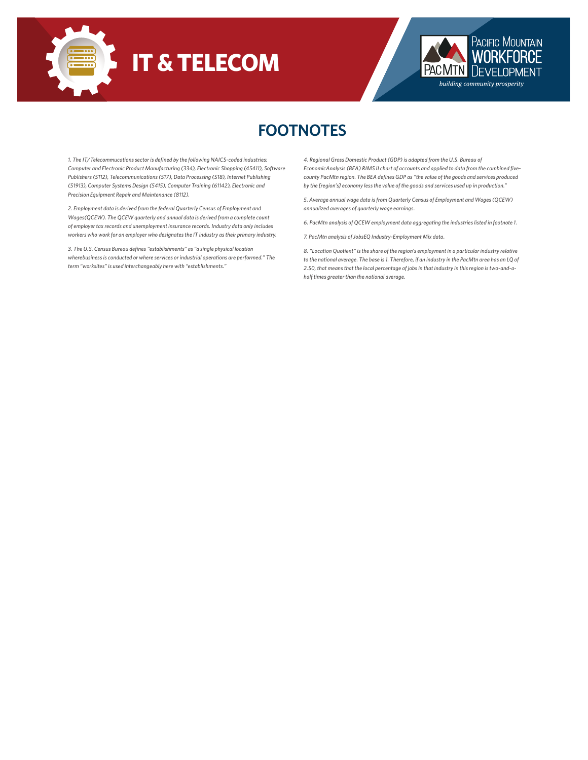# IT & TELECOM

Pacific Mountain Workforce Development
PacMtn
*building community prosperity*

## FOOTNOTES

*1. The IT/Telecommucations sector is defined by the following NAICS-coded industries: Computer and Electronic Product Manufacturing (334), Electronic Shopping (45411), Software Publishers (5112), Telecommunications (517), Data Processing (518), Internet Publishing (51913), Computer Systems Design (5415), Computer Training (61142), Electronic and Precision Equipment Repair and Maintenance (8112).*

*2. Employment data is derived from the federal Quarterly Census of Employment and Wages(QCEW). The QCEW quarterly and annual data is derived from a complete count of employer tax records and unemployment insurance records. Industry data only includes workers who work for an employer who designates the IT industry as their primary industry.*

*3. The U.S. Census Bureau defines "establishments" as "a single physical location wherebusiness is conducted or where services or industrial operations are performed." The term "worksites" is used interchangeably here with "establishments."*

*4. Regional Gross Domestic Product (GDP) is adapted from the U.S. Bureau of EconomicAnalysis (BEA) RIMS II chart of accounts and applied to data from the combined five-county PacMtn region. The BEA defines GDP as "the value of the goods and services produced by the [region's] economy less the value of the goods and services used up in production."*

*5. Average annual wage data is from Quarterly Census of Employment and Wages (QCEW) annualized averages of quarterly wage earnings.*

*6. PacMtn analysis of QCEW employment data aggregating the industries listed in footnote 1.*

*7. PacMtn analysis of JobsEQ Industry-Employment Mix data.*

*8. "Location Quotient" is the share of the region's employment in a particular industry relative to the national average. The base is 1. Therefore, if an industry in the PacMtn area has an LQ of 2.50, that means that the local percentage of jobs in that industry in this region is two-and-a-half times greater than the national average.*